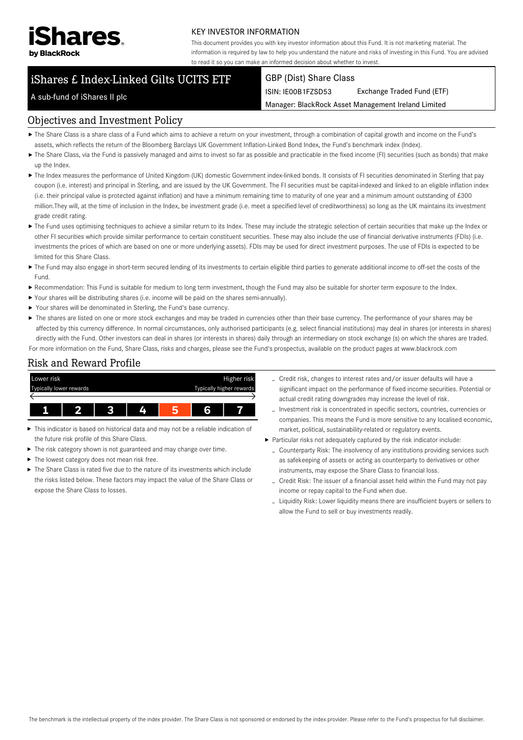**iShares by BlackRock**

KEY INVESTOR INFORMATION

This document provides you with key investor information about this Fund. It is not marketing material. The information is required by law to help you understand the nature and risks of investing in this Fund. You are advised to read it so you can make an informed decision about whether to invest.

# iShares £ Index-Linked Gilts UCITS ETF

A sub-fund of iShares II plc

GBP (Dist) Share Class

ISIN: IE00B1FZSD53 | Exchange Traded Fund (ETF)

Manager: BlackRock Asset Management Ireland Limited

## Objectives and Investment Policy

- The Share Class is a share class of a Fund which aims to achieve a return on your investment, through a combination of capital growth and income on the Fund's assets, which reflects the return of the Bloomberg Barclays UK Government Inflation-Linked Bond Index, the Fund's benchmark index (Index).
- The Share Class, via the Fund is passively managed and aims to invest so far as possible and practicable in the fixed income (FI) securities (such as bonds) that make up the Index.
- The Index measures the performance of United Kingdom (UK) domestic Government index-linked bonds. It consists of FI securities denominated in Sterling that pay coupon (i.e. interest) and principal in Sterling, and are issued by the UK Government. The FI securities must be capital-indexed and linked to an eligible inflation index (i.e. their principal value is protected against inflation) and have a minimum remaining time to maturity of one year and a minimum amount outstanding of £300 million.They will, at the time of inclusion in the Index, be investment grade (i.e. meet a specified level of creditworthiness) so long as the UK maintains its investment grade credit rating.
- The Fund uses optimising techniques to achieve a similar return to its Index. These may include the strategic selection of certain securities that make up the Index or other FI securities which provide similar performance to certain constituent securities. These may also include the use of financial derivative instruments (FDIs) (i.e. investments the prices of which are based on one or more underlying assets). FDIs may be used for direct investment purposes. The use of FDIs is expected to be limited for this Share Class.
- The Fund may also engage in short-term secured lending of its investments to certain eligible third parties to generate additional income to off-set the costs of the Fund.
- Recommendation: This Fund is suitable for medium to long term investment, though the Fund may also be suitable for shorter term exposure to the Index.
- Your shares will be distributing shares (i.e. income will be paid on the shares semi-annually).
- Your shares will be denominated in Sterling, the Fund's base currency.
- The shares are listed on one or more stock exchanges and may be traded in currencies other than their base currency. The performance of your shares may be affected by this currency difference. In normal circumstances, only authorised participants (e.g. select financial institutions) may deal in shares (or interests in shares) directly with the Fund. Other investors can deal in shares (or interests in shares) daily through an intermediary on stock exchange (s) on which the shares are traded.

For more information on the Fund, Share Class, risks and charges, please see the Fund's prospectus, available on the product pages at www.blackrock.com

## Risk and Reward Profile

| Lower risk<br>Typically lower rewards | | | | | | Higher risk<br>Typically higher rewards |
|---|---|---|---|---|---|---|
| 1 | 2 | 3 | 4 | **5** | 6 | 7 |

- This indicator is based on historical data and may not be a reliable indication of the future risk profile of this Share Class.
- The risk category shown is not guaranteed and may change over time.
- The lowest category does not mean risk free.
- The Share Class is rated five due to the nature of its investments which include the risks listed below. These factors may impact the value of the Share Class or expose the Share Class to losses.
  - Credit risk, changes to interest rates and/or issuer defaults will have a significant impact on the performance of fixed income securities. Potential or actual credit rating downgrades may increase the level of risk.
  - Investment risk is concentrated in specific sectors, countries, currencies or companies. This means the Fund is more sensitive to any localised economic, market, political, sustainability-related or regulatory events.
- Particular risks not adequately captured by the risk indicator include:
  - Counterparty Risk: The insolvency of any institutions providing services such as safekeeping of assets or acting as counterparty to derivatives or other instruments, may expose the Share Class to financial loss.
  - Credit Risk: The issuer of a financial asset held within the Fund may not pay income or repay capital to the Fund when due.
  - Liquidity Risk: Lower liquidity means there are insufficient buyers or sellers to allow the Fund to sell or buy investments readily.

The benchmark is the intellectual property of the index provider. The Share Class is not sponsored or endorsed by the index provider. Please refer to the Fund's prospectus for full disclaimer.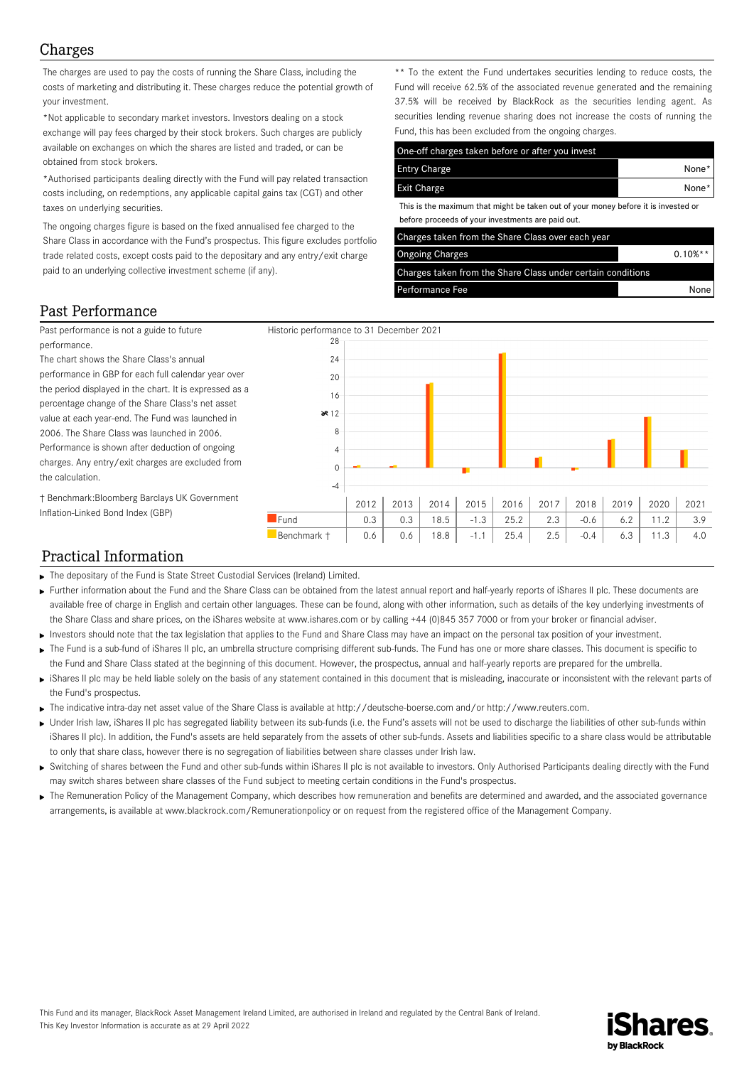## Charges

The charges are used to pay the costs of running the Share Class, including the costs of marketing and distributing it. These charges reduce the potential growth of your investment.

*Not applicable to secondary market investors. Investors dealing on a stock exchange will pay fees charged by their stock brokers. Such charges are publicly available on exchanges on which the shares are listed and traded, or can be obtained from stock brokers.

*Authorised participants dealing directly with the Fund will pay related transaction costs including, on redemptions, any applicable capital gains tax (CGT) and other taxes on underlying securities.

The ongoing charges figure is based on the fixed annualised fee charged to the Share Class in accordance with the Fund's prospectus. This figure excludes portfolio trade related costs, except costs paid to the depositary and any entry/exit charge paid to an underlying collective investment scheme (if any).

** To the extent the Fund undertakes securities lending to reduce costs, the Fund will receive 62.5% of the associated revenue generated and the remaining 37.5% will be received by BlackRock as the securities lending agent. As securities lending revenue sharing does not increase the costs of running the Fund, this has been excluded from the ongoing charges.

| One-off charges taken before or after you invest | |
|---|---|
| Entry Charge | None* |
| Exit Charge | None* |

This is the maximum that might be taken out of your money before it is invested or before proceeds of your investments are paid out.

| Charges taken from the Share Class over each year | |
|---|---|
| Ongoing Charges | 0.10%** |

| Charges taken from the Share Class under certain conditions | |
|---|---|
| Performance Fee | None |

## Past Performance

Past performance is not a guide to future performance.

The chart shows the Share Class's annual performance in GBP for each full calendar year over the period displayed in the chart. It is expressed as a percentage change of the Share Class's net asset value at each year-end. The Fund was launched in 2006. The Share Class was launched in 2006.

Performance is shown after deduction of ongoing charges. Any entry/exit charges are excluded from the calculation.

† Benchmark:Bloomberg Barclays UK Government Inflation-Linked Bond Index (GBP)

Historic performance to 31 December 2021

28
24
20
16
%12
8
4
0
-4

| | 2012 | 2013 | 2014 | 2015 | 2016 | 2017 | 2018 | 2019 | 2020 | 2021 |
|---|---|---|---|---|---|---|---|---|---|---|
| Fund | 0.3 | 0.3 | 18.5 | -1.3 | 25.2 | 2.3 | -0.6 | 6.2 | 11.2 | 3.9 |
| Benchmark † | 0.6 | 0.6 | 18.8 | -1.1 | 25.4 | 2.5 | -0.4 | 6.3 | 11.3 | 4.0 |

## Practical Information

- The depositary of the Fund is State Street Custodial Services (Ireland) Limited.
- Further information about the Fund and the Share Class can be obtained from the latest annual report and half-yearly reports of iShares II plc. These documents are available free of charge in English and certain other languages. These can be found, along with other information, such as details of the key underlying investments of the Share Class and share prices, on the iShares website at www.ishares.com or by calling +44 (0)845 357 7000 or from your broker or financial adviser.
- Investors should note that the tax legislation that applies to the Fund and Share Class may have an impact on the personal tax position of your investment.
- The Fund is a sub-fund of iShares II plc, an umbrella structure comprising different sub-funds. The Fund has one or more share classes. This document is specific to the Fund and Share Class stated at the beginning of this document. However, the prospectus, annual and half-yearly reports are prepared for the umbrella.
- iShares II plc may be held liable solely on the basis of any statement contained in this document that is misleading, inaccurate or inconsistent with the relevant parts of the Fund's prospectus.
- The indicative intra-day net asset value of the Share Class is available at http://deutsche-boerse.com and/or http://www.reuters.com.
- Under Irish law, iShares II plc has segregated liability between its sub-funds (i.e. the Fund's assets will not be used to discharge the liabilities of other sub-funds within iShares II plc). In addition, the Fund's assets are held separately from the assets of other sub-funds. Assets and liabilities specific to a share class would be attributable to only that share class, however there is no segregation of liabilities between share classes under Irish law.
- Switching of shares between the Fund and other sub-funds within iShares II plc is not available to investors. Only Authorised Participants dealing directly with the Fund may switch shares between share classes of the Fund subject to meeting certain conditions in the Fund's prospectus.
- The Remuneration Policy of the Management Company, which describes how remuneration and benefits are determined and awarded, and the associated governance arrangements, is available at www.blackrock.com/Remunerationpolicy or on request from the registered office of the Management Company.

This Fund and its manager, BlackRock Asset Management Ireland Limited, are authorised in Ireland and regulated by the Central Bank of Ireland.
This Key Investor Information is accurate as at 29 April 2022

iShares by BlackRock